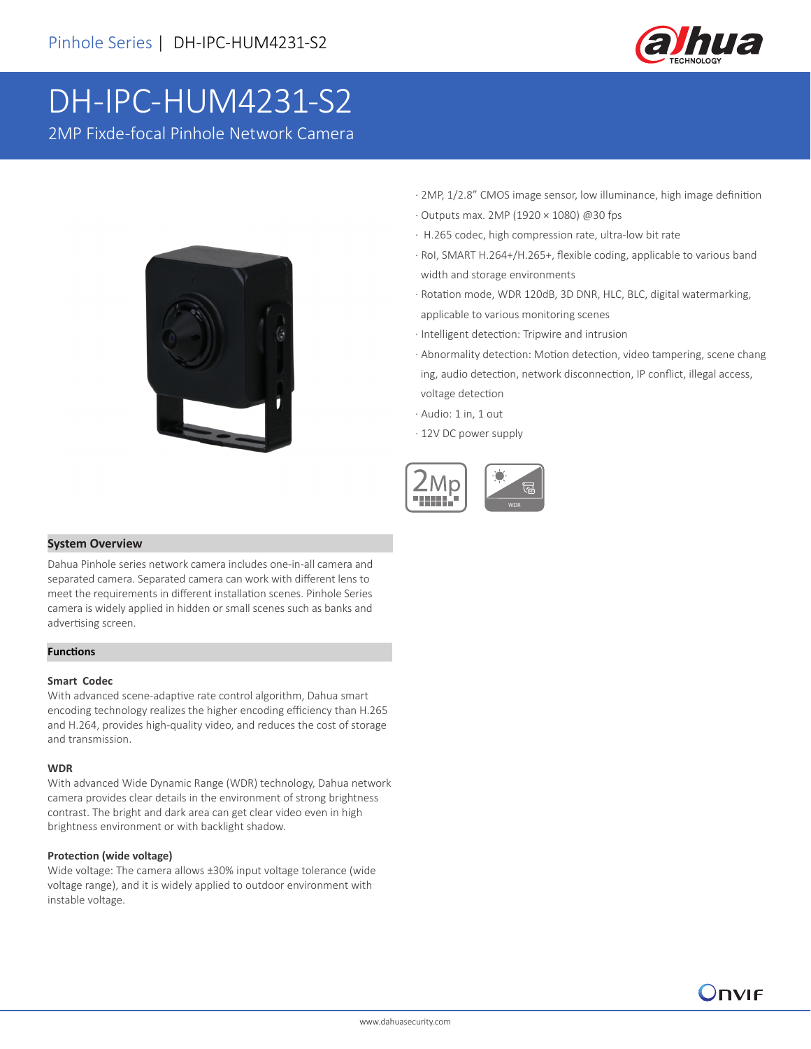# DH-IPC-HUM4231-S2

2MP Fixde-focal Pinhole Network Camera

- 2MP, 1/2.8" CMOS image sensor, low illuminance, high image definition
- Outputs max. 2MP (1920 × 1080) @30 fps
- H.265 codec, high compression rate, ultra-low bit rate
- RoI, SMART H.264+/H.265+, flexible coding, applicable to various band width and storage environments
- Rotation mode, WDR 120dB, 3D DNR, HLC, BLC, digital watermarking, applicable to various monitoring scenes
- Intelligent detection: Tripwire and intrusion
- Abnormality detection: Motion detection, video tampering, scene chang ing, audio detection, network disconnection, IP conflict, illegal access, voltage detection
- Audio: 1 in, 1 out
- 12V DC power supply

## System Overview

Dahua Pinhole series network camera includes one-in-all camera and separated camera. Separated camera can work with different lens to meet the requirements in different installation scenes. Pinhole Series camera is widely applied in hidden or small scenes such as banks and advertising screen.

## Functions

### Smart Codec

With advanced scene-adaptive rate control algorithm, Dahua smart encoding technology realizes the higher encoding efficiency than H.265 and H.264, provides high-quality video, and reduces the cost of storage and transmission.

### WDR

With advanced Wide Dynamic Range (WDR) technology, Dahua network camera provides clear details in the environment of strong brightness contrast. The bright and dark area can get clear video even in high brightness environment or with backlight shadow.

### Protection (wide voltage)

Wide voltage: The camera allows ±30% input voltage tolerance (wide voltage range), and it is widely applied to outdoor environment with instable voltage.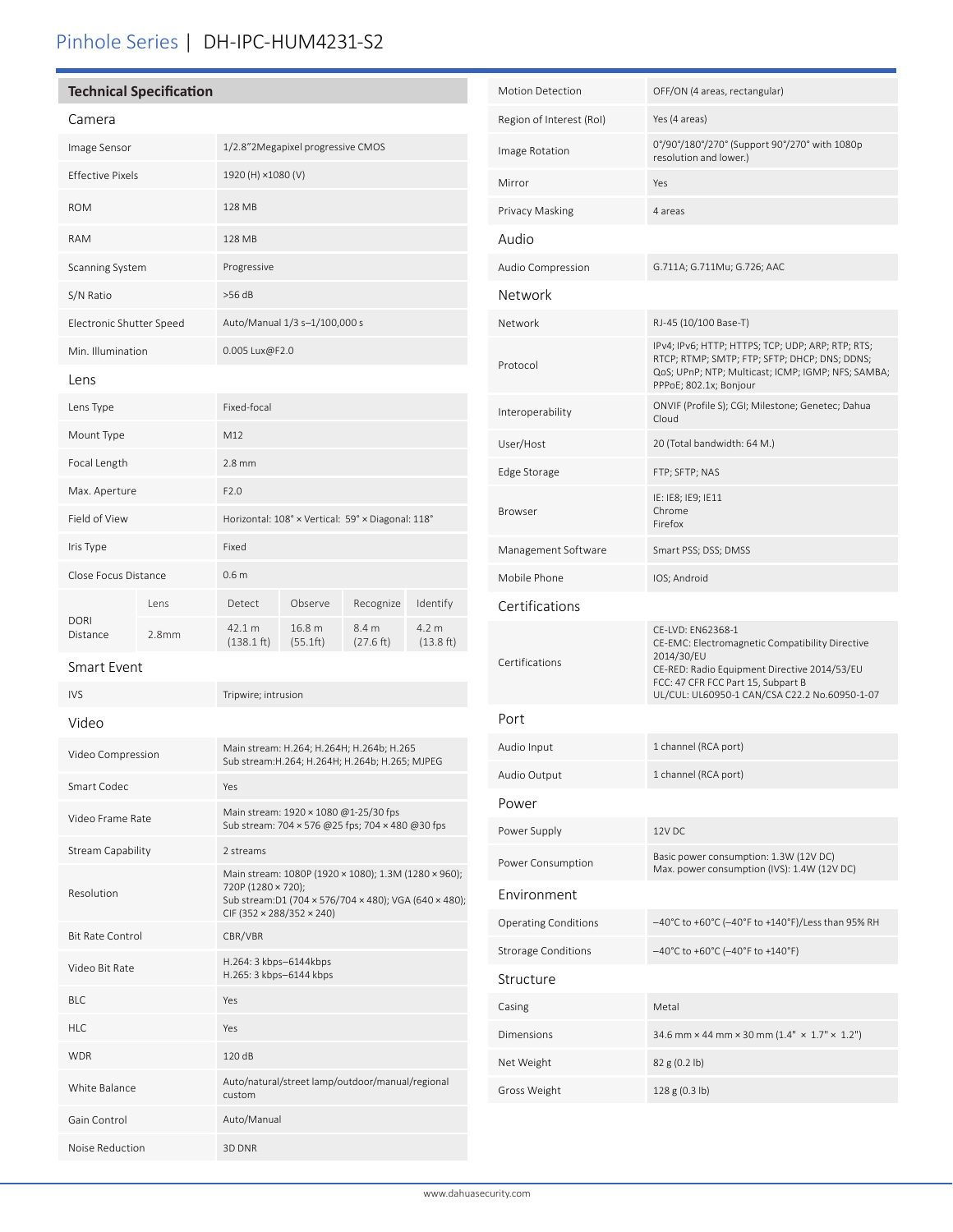# Pinhole Series | DH-IPC-HUM4231-S2

## Technical Specification

### Camera

| | |
|---|---|
| Image Sensor | 1/2.8"2Megapixel progressive CMOS |
| Effective Pixels | 1920 (H) ×1080 (V) |
| ROM | 128 MB |
| RAM | 128 MB |
| Scanning System | Progressive |
| S/N Ratio | >56 dB |
| Electronic Shutter Speed | Auto/Manual 1/3 s–1/100,000 s |
| Min. Illumination | 0.005 Lux@F2.0 |

### Lens

| | |
|---|---|
| Lens Type | Fixed-focal |
| Mount Type | M12 |
| Focal Length | 2.8 mm |
| Max. Aperture | F2.0 |
| Field of View | Horizontal: 108° × Vertical: 59° × Diagonal: 118° |
| Iris Type | Fixed |
| Close Focus Distance | 0.6 m |

| DORI Distance | Lens | Detect | Observe | Recognize | Identify |
|---|---|---|---|---|---|
| | 2.8mm | 42.1 m (138.1 ft) | 16.8 m (55.1ft) | 8.4 m (27.6 ft) | 4.2 m (13.8 ft) |

### Smart Event

| | |
|---|---|
| IVS | Tripwire; intrusion |

### Video

| | |
|---|---|
| Video Compression | Main stream: H.264; H.264H; H.264b; H.265<br>Sub stream:H.264; H.264H; H.264b; H.265; MJPEG |
| Smart Codec | Yes |
| Video Frame Rate | Main stream: 1920 × 1080 @1-25/30 fps<br>Sub stream: 704 × 576 @25 fps; 704 × 480 @30 fps |
| Stream Capability | 2 streams |
| Resolution | Main stream: 1080P (1920 × 1080); 1.3M (1280 × 960); 720P (1280 × 720);<br>Sub stream:D1 (704 × 576/704 × 480); VGA (640 × 480); CIF (352 × 288/352 × 240) |
| Bit Rate Control | CBR/VBR |
| Video Bit Rate | H.264: 3 kbps–6144kbps<br>H.265: 3 kbps–6144 kbps |
| BLC | Yes |
| HLC | Yes |
| WDR | 120 dB |
| White Balance | Auto/natural/street lamp/outdoor/manual/regional custom |
| Gain Control | Auto/Manual |
| Noise Reduction | 3D DNR |
| Motion Detection | OFF/ON (4 areas, rectangular) |
| Region of Interest (RoI) | Yes (4 areas) |
| Image Rotation | 0°/90°/180°/270° (Support 90°/270° with 1080p resolution and lower.) |
| Mirror | Yes |
| Privacy Masking | 4 areas |

### Audio

| | |
|---|---|
| Audio Compression | G.711A; G.711Mu; G.726; AAC |

### Network

| | |
|---|---|
| Network | RJ-45 (10/100 Base-T) |
| Protocol | IPv4; IPv6; HTTP; HTTPS; TCP; UDP; ARP; RTP; RTS; RTCP; RTMP; SMTP; FTP; SFTP; DHCP; DNS; DDNS; QoS; UPnP; NTP; Multicast; ICMP; IGMP; NFS; SAMBA; PPPoE; 802.1x; Bonjour |
| Interoperability | ONVIF (Profile S); CGI; Milestone; Genetec; Dahua Cloud |
| User/Host | 20 (Total bandwidth: 64 M.) |
| Edge Storage | FTP; SFTP; NAS |
| Browser | IE: IE8; IE9; IE11<br>Chrome<br>Firefox |
| Management Software | Smart PSS; DSS; DMSS |
| Mobile Phone | IOS; Android |

### Certifications

| | |
|---|---|
| Certifications | CE-LVD: EN62368-1<br>CE-EMC: Electromagnetic Compatibility Directive 2014/30/EU<br>CE-RED: Radio Equipment Directive 2014/53/EU<br>FCC: 47 CFR FCC Part 15, Subpart B<br>UL/CUL: UL60950-1 CAN/CSA C22.2 No.60950-1-07 |

### Port

| | |
|---|---|
| Audio Input | 1 channel (RCA port) |
| Audio Output | 1 channel (RCA port) |

### Power

| | |
|---|---|
| Power Supply | 12V DC |
| Power Consumption | Basic power consumption: 1.3W (12V DC)<br>Max. power consumption (IVS): 1.4W (12V DC) |

### Environment

| | |
|---|---|
| Operating Conditions | –40°C to +60°C (–40°F to +140°F)/Less than 95% RH |
| Strorage Conditions | –40°C to +60°C (–40°F to +140°F) |

### Structure

| | |
|---|---|
| Casing | Metal |
| Dimensions | 34.6 mm × 44 mm × 30 mm (1.4" × 1.7" × 1.2") |
| Net Weight | 82 g (0.2 lb) |
| Gross Weight | 128 g (0.3 lb) |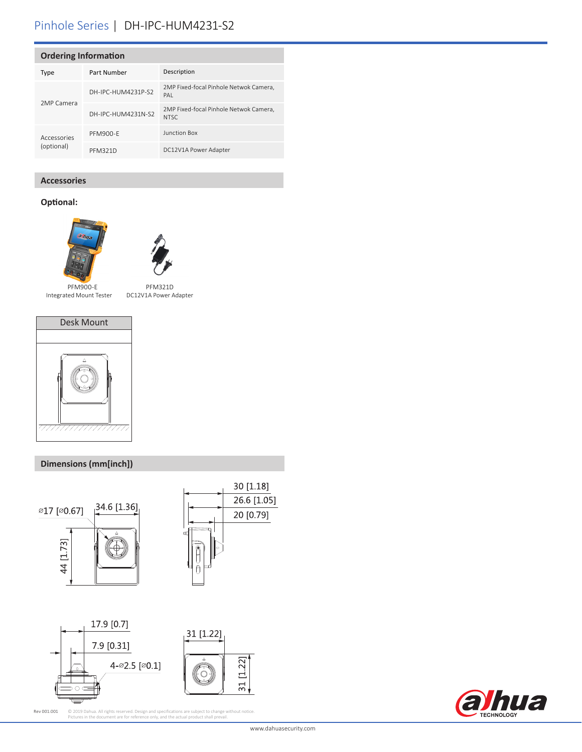## Ordering Information

| Type | Part Number | Description |
|---|---|---|
| 2MP Camera | DH-IPC-HUM4231P-S2 | 2MP Fixed-focal Pinhole Netwok Camera, PAL |
| | DH-IPC-HUM4231N-S2 | 2MP Fixed-focal Pinhole Netwok Camera, NTSC |
| Accessories (optional) | PFM900-E | Junction Box |
| | PFM321D | DC12V1A Power Adapter |

## Accessories

**Optional:**

PFM900-E
Integrated Mount Tester

PFM321D
DC12V1A Power Adapter

Desk Mount

## Dimensions (mm[inch])

ø17 [ø0.67]
34.6 [1.36]
44 [1.73]
30 [1.18]
26.6 [1.05]
20 [0.79]
17.9 [0.7]
7.9 [0.31]
4-ø2.5 [ø0.1]
31 [1.22]
31 [1.22]

Rev 001.001 © 2019 Dahua. All rights reserved. Design and specifications are subject to change without notice.
Pictures in the document are for reference only, and the actual product shall prevail.

www.dahuasecurity.com